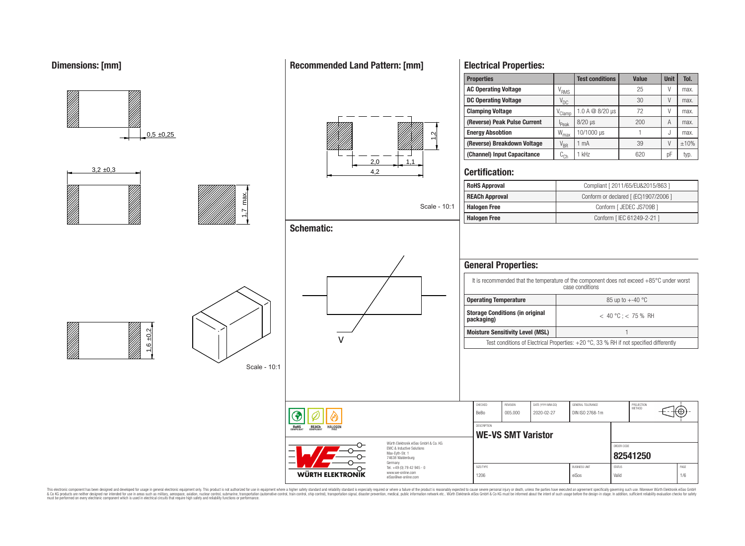## Dimensions: [mm]

0,5 ±0,25

3,2 ±0,3

1,7 max.

1,6 ±0,2

Scale - 10:1

## Recommended Land Pattern: [mm]

1,2

2,0

1,1

4,2

Scale - 10:1

## Schematic:

V

## Electrical Properties:

| Properties | | Test conditions | Value | Unit | Tol. |
|---|---|---|---|---|---|
| AC Operating Voltage | $V_{RMS}$ | | 25 | V | max. |
| DC Operating Voltage | $V_{DC}$ | | 30 | V | max. |
| Clamping Voltage | $V_{Clamp}$ | 1.0 A @ 8/20 µs | 72 | V | max. |
| (Reverse) Peak Pulse Current | $I_{Peak}$ | 8/20 µs | 200 | A | max. |
| Energy Absobtion | $W_{max}$ | 10/1000 µs | 1 | J | max. |
| (Reverse) Breakdown Voltage | $V_{BR}$ | 1 mA | 39 | V | ±10% |
| (Channel) Input Capacitance | $C_{Ch}$ | 1 kHz | 620 | pF | typ. |

## Certification:

| | |
|---|---|
| RoHS Approval | Compliant [ 2011/65/EU&2015/863 ] |
| REACh Approval | Conform or declared [ (EC)1907/2006 ] |
| Halogen Free | Conform [ JEDEC JS709B ] |
| Halogen Free | Conform [ IEC 61249-2-21 ] |

## General Properties:

It is recommended that the temperature of the component does not exceed +85°C under worst case conditions

| | |
|---|---|
| Operating Temperature | 85 up to +-40 °C |
| Storage Conditions (in original packaging) | < 40 °C ; < 75 % RH |
| Moisture Sensitivity Level (MSL) | 1 |

Test conditions of Electrical Properties: +20 °C, 33 % RH if not specified differently

| CHECKED | REVISION | DATE (YYYY-MM-DD) | GENERAL TOLERANCE | PROJECTION METHOD |
|---|---|---|---|---|
| BeBo | 005.000 | 2020-02-27 | DIN ISO 2768-1m | |

DESCRIPTION: **WE-VS SMT Varistor**

ORDER CODE: **82541250**

| SIZE/TYPE | BUSINESS UNIT | STATUS | PAGE |
|---|---|---|---|
| 1206 | eiSos | Valid | 1/6 |

RoHS COMPLIANT · REACh COMPLIANT · HALOGEN FREE

Würth Elektronik eiSos GmbH & Co. KG
EMC & Inductive Solutions
Max-Eyth-Str. 1
74638 Waldenburg
Germany
Tel. +49 (0) 79 42 945 - 0
www.we-online.com
eiSos@we-online.com

WÜRTH ELEKTRONIK

This electronic component has been designed and developed for usage in general electronic equipment only. This product is not authorized for use in equipment where a higher safety standard and reliability standard is especially required or where a failure of the product is reasonably expected to cause severe personal injury or death, unless the parties have executed an agreement specifically governing such use. Moreover Würth Elektronik eiSos GmbH & Co KG products are neither designed nor intended for use in areas such as military, aerospace, aviation, nuclear control, submarine, transportation (automotive control, train control, ship control), transportation signal, disaster prevention, medical, public information network etc.. Würth Elektronik eiSos GmbH & Co KG must be informed about the intent of such usage before the design-in stage. In addition, sufficient reliability evaluation checks for safety must be performed on every electronic component which is used in electrical circuits that require high safety and reliability functions or performance.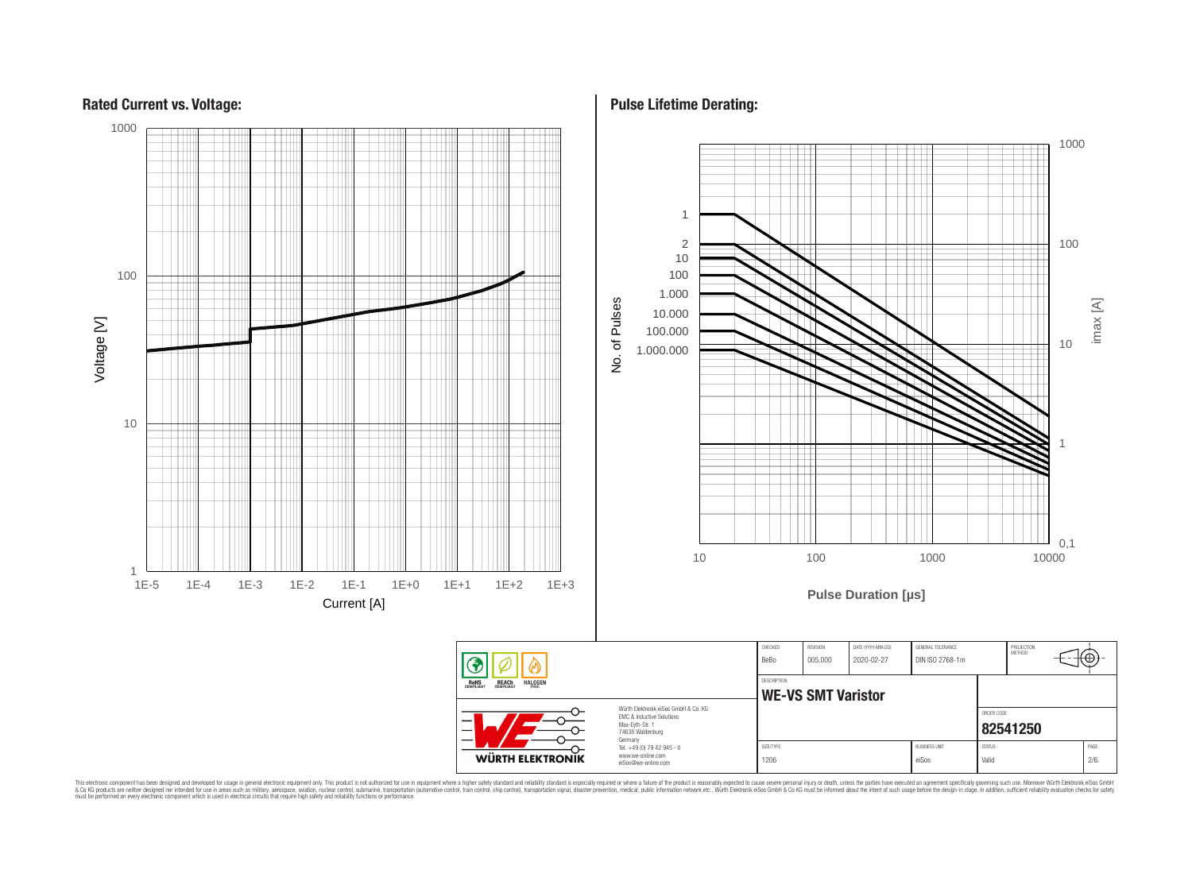## Rated Current vs. Voltage:

Voltage [V]: 1, 10, 100, 1000

Current [A]: 1E-5, 1E-4, 1E-3, 1E-2, 1E-1, 1E+0, 1E+1, 1E+2, 1E+3

## Pulse Lifetime Derating:

No. of Pulses: 1, 2, 10, 100, 1.000, 10.000, 100.000, 1.000.000

imax [A]: 0,1, 1, 10, 100, 1000

Pulse Duration [µs]: 10, 100, 1000, 10000

| CHECKED | REVISION | DATE (YYYY-MM-DD) | GENERAL TOLERANCE | PROJECTION METHOD |
|---|---|---|---|---|
| BeBo | 005.000 | 2020-02-27 | DIN ISO 2768-1m | |

DESCRIPTION: **WE-VS SMT Varistor**

ORDER CODE: **82541250**

| SIZE/TYPE | BUSINESS UNIT | STATUS | PAGE |
|---|---|---|---|
| 1206 | eiSos | Valid | 2/6 |

RoHS COMPLIANT · REACh COMPLIANT · HALOGEN FREE

Würth Elektronik eiSos GmbH & Co. KG
EMC & Inductive Solutions
Max-Eyth-Str. 1
74638 Waldenburg
Germany
Tel. +49 (0) 79 42 945 - 0
www.we-online.com
eiSos@we-online.com

WÜRTH ELEKTRONIK

This electronic component has been designed and developed for usage in general electronic equipment only. This product is not authorized for use in equipment where a higher safety standard and reliability standard is especially required or where a failure of the product is reasonably expected to cause severe personal injury or death, unless the parties have executed an agreement specifically governing such use. Moreover Würth Elektronik eiSos GmbH & Co KG products are neither designed nor intended for use in areas such as military, aerospace, aviation, nuclear control, submarine, transportation (automotive control, train control, ship control), transportation signal, disaster prevention, medical, public information network etc.. Würth Elektronik eiSos GmbH & Co KG must be informed about the intent of such usage before the design-in stage. In addition, sufficient reliability evaluation checks for safety must be performed on every electronic component which is used in electrical circuits that require high safety and reliability functions or performance.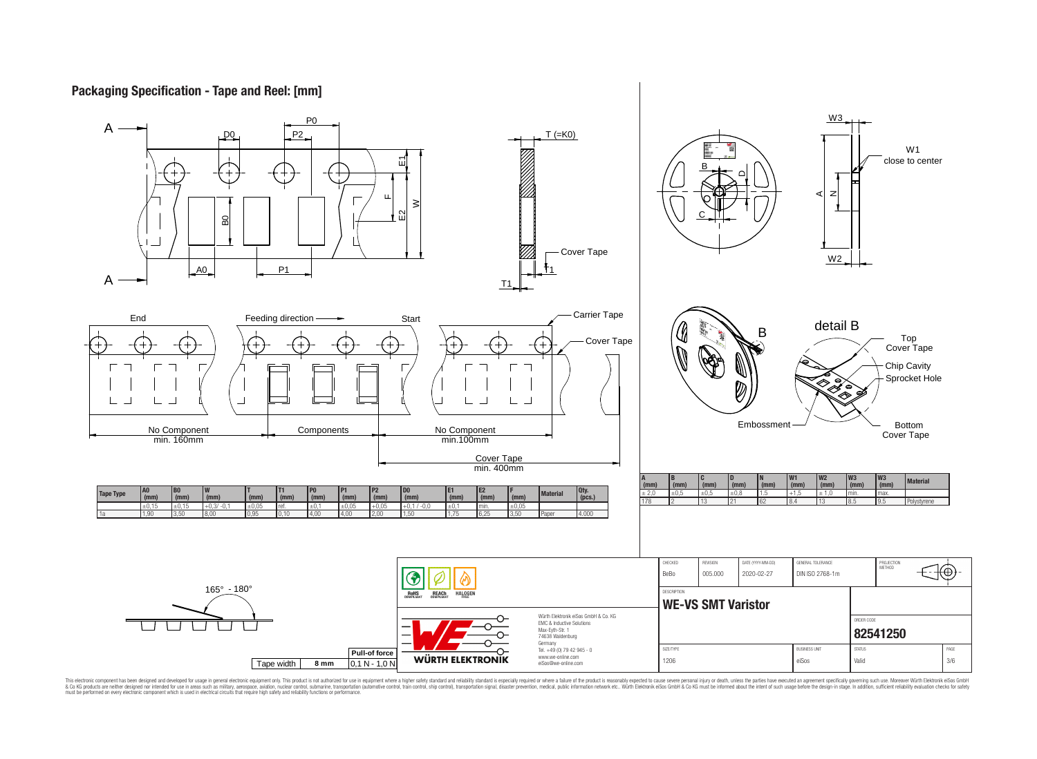## Packaging Specification - Tape and Reel: [mm]

End — Feeding direction — Start

No Component min. 160mm — Components — No Component min.100mm

Cover Tape min. 400mm

Carrier Tape, Cover Tape

detail B: Top Cover Tape, Chip Cavity, Sprocket Hole, Embossment, Bottom Cover Tape

W1 close to center

| Tape Type | A0 (mm) | B0 (mm) | W (mm) | T (mm) | T1 (mm) | P0 (mm) | P1 (mm) | P2 (mm) | D0 (mm) | E1 (mm) | E2 (mm) | F (mm) | Material | Qty. (pcs.) |
|---|---|---|---|---|---|---|---|---|---|---|---|---|---|---|
| | ±0,15 | ±0,15 | +0,3/ -0,1 | ±0,05 | ref. | ±0,1 | ±0,05 | ±0,05 | +0,1 / -0,0 | ±0,1 | min. | ±0,05 | | |
| 1a | 1,90 | 3,50 | 8,00 | 0,95 | 0,10 | 4,00 | 4,00 | 2,00 | 1,50 | 1,75 | 6,25 | 3,50 | Paper | 4.000 |

| A (mm) | B (mm) | C (mm) | D (mm) | N (mm) | W1 (mm) | W2 (mm) | W3 (mm) | W3 (mm) | Material |
|---|---|---|---|---|---|---|---|---|---|
| ± 2,0 | ±0,5 | ±0,5 | ±0,8 | 1,5 | +1,5 | ± 1,0 | min. | max. | |
| 178 | 2 | 13 | 21 | 62 | 8,4 | 13 | 8,5 | 9,5 | Polystyrene |

165° - 180°

| Tape width | 8 mm |
|---|---|
| Pull-of force | 0,1 N - 1,0 N |

RoHS COMPLIANT, REACh COMPLIANT, HALOGEN FREE

Würth Elektronik eiSos GmbH & Co. KG
EMC & Inductive Solutions
Max-Eyth-Str. 1
74638 Waldenburg
Germany
Tel. +49 (0) 79 42 945 - 0
www.we-online.com
eiSos@we-online.com

| CHECKED | REVISION | DATE (YYYY-MM-DD) | GENERAL TOLERANCE | PROJECTION METHOD |
|---|---|---|---|---|
| BeBo | 005.000 | 2020-02-27 | DIN ISO 2768-1m | |

DESCRIPTION: **WE-VS SMT Varistor**

ORDER CODE: **82541250**

| SIZE/TYPE | BUSINESS UNIT | STATUS | PAGE |
|---|---|---|---|
| 1206 | eiSos | Valid | 3/6 |

This electronic component has been designed and developed for usage in general electronic equipment only. This product is not authorized for use in equipment where a higher safety standard and reliability standard is especially required or where a failure of the product is reasonably expected to cause severe personal injury or death, unless the parties have executed an agreement specifically governing such use. Moreover Würth Elektronik eiSos GmbH & Co KG products are neither designed nor intended for use in areas such as military, aerospace, aviation, nuclear control, submarine, transportation (automotive control, train control, ship control), transportation signal, disaster prevention, medical, public information network etc.. Würth Elektronik eiSos GmbH & Co KG must be informed about the intent of such usage before the design-in stage. In addition, sufficient reliability evaluation checks for safety must be performed on every electronic component which is used in electrical circuits that require high safety and reliability functions or performance.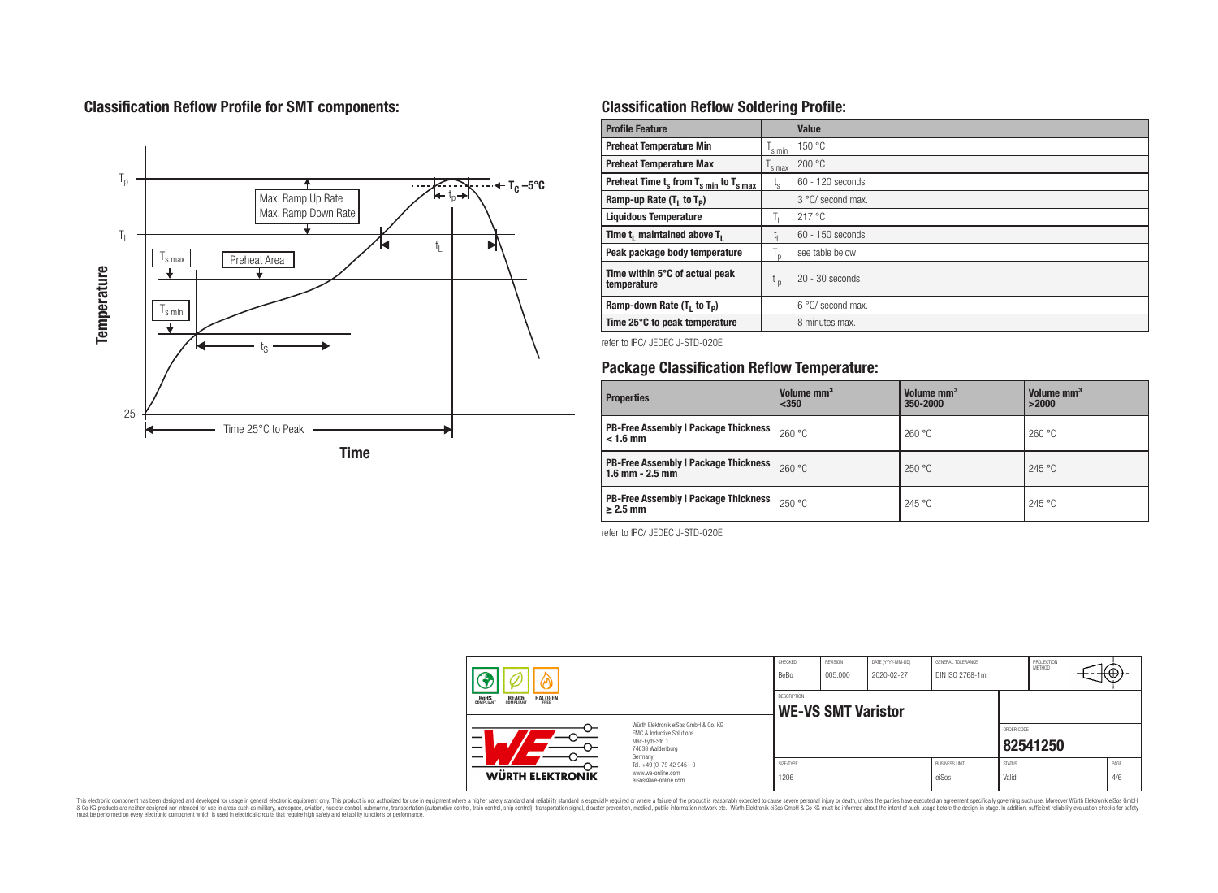## Classification Reflow Profile for SMT components:

## Classification Reflow Soldering Profile:

| Profile Feature | | Value |
|---|---|---|
| Preheat Temperature Min | $T_{s\ min}$ | 150 °C |
| Preheat Temperature Max | $T_{s\ max}$ | 200 °C |
| Preheat Time $t_s$ from $T_{s\ min}$ to $T_{s\ max}$ | $t_s$ | 60 - 120 seconds |
| Ramp-up Rate ($T_L$ to $T_P$) | | 3 °C/ second max. |
| Liquidous Temperature | $T_L$ | 217 °C |
| Time $t_L$ maintained above $T_L$ | $t_L$ | 60 - 150 seconds |
| Peak package body temperature | $T_p$ | see table below |
| Time within 5°C of actual peak temperature | $t_p$ | 20 - 30 seconds |
| Ramp-down Rate ($T_L$ to $T_P$) | | 6 °C/ second max. |
| Time 25°C to peak temperature | | 8 minutes max. |

refer to IPC/ JEDEC J-STD-020E

## Package Classification Reflow Temperature:

| Properties | Volume mm³ <350 | Volume mm³ 350-2000 | Volume mm³ >2000 |
|---|---|---|---|
| PB-Free Assembly \| Package Thickness < 1.6 mm | 260 °C | 260 °C | 260 °C |
| PB-Free Assembly \| Package Thickness 1.6 mm - 2.5 mm | 260 °C | 250 °C | 245 °C |
| PB-Free Assembly \| Package Thickness ≥ 2.5 mm | 250 °C | 245 °C | 245 °C |

refer to IPC/ JEDEC J-STD-020E

| CHECKED | REVISION | DATE (YYYY-MM-DD) | GENERAL TOLERANCE | PROJECTION METHOD |
|---|---|---|---|---|
| BeBo | 005.000 | 2020-02-27 | DIN ISO 2768-1m | |

DESCRIPTION: **WE-VS SMT Varistor**

ORDER CODE: **82541250**

| SIZE/TYPE | BUSINESS UNIT | STATUS | PAGE |
|---|---|---|---|
| 1206 | eiSos | Valid | 4/6 |

Würth Elektronik eiSos GmbH & Co. KG
EMC & Inductive Solutions
Max-Eyth-Str. 1
74638 Waldenburg
Germany
Tel. +49 (0) 79 42 945 - 0
www.we-online.com
eiSos@we-online.com

This electronic component has been designed and developed for usage in general electronic equipment only. This product is not authorized for use in equipment where a higher safety standard and reliability standard is especially required or where a failure of the product is reasonably expected to cause severe personal injury or death, unless the parties have executed an agreement specifically governing such use. Moreover Würth Elektronik eiSos GmbH & Co KG products are neither designed nor intended for use in areas such as military, aerospace, aviation, nuclear control, submarine, transportation (automotive control, train control, ship control), transportation signal, disaster prevention, medical, public information network etc.. Würth Elektronik eiSos GmbH & Co KG must be informed about the intent of such usage before the design-in stage. In addition, sufficient reliability evaluation checks for safety must be performed on every electronic component which is used in electrical circuits that require high safety and reliability functions or performance.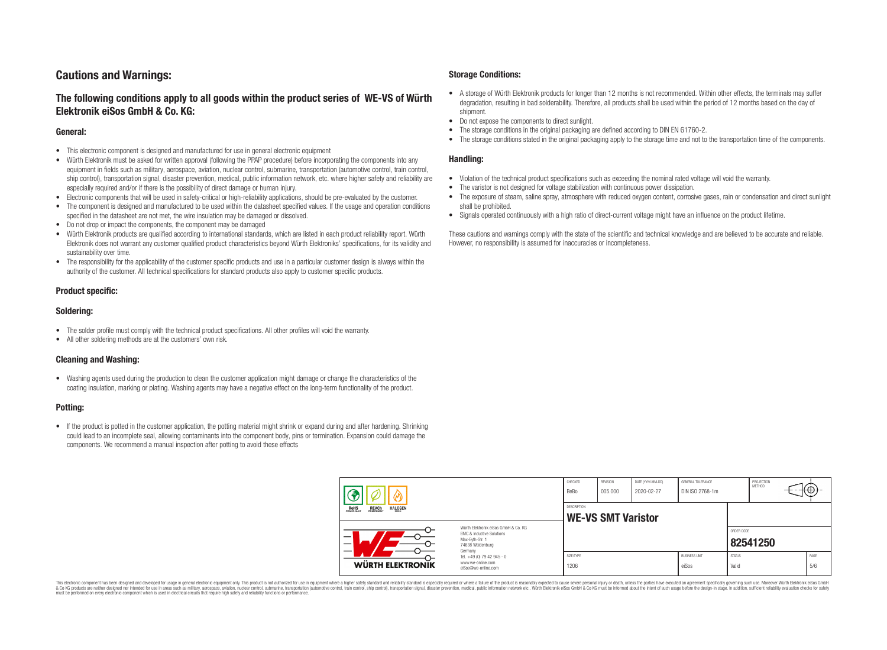# Cautions and Warnings:

## The following conditions apply to all goods within the product series of WE-VS of Würth Elektronik eiSos GmbH & Co. KG:

### General:

- This electronic component is designed and manufactured for use in general electronic equipment
- Würth Elektronik must be asked for written approval (following the PPAP procedure) before incorporating the components into any equipment in fields such as military, aerospace, aviation, nuclear control, submarine, transportation (automotive control, train control, ship control), transportation signal, disaster prevention, medical, public information network, etc. where higher safety and reliability are especially required and/or if there is the possibility of direct damage or human injury.
- Electronic components that will be used in safety-critical or high-reliability applications, should be pre-evaluated by the customer.
- The component is designed and manufactured to be used within the datasheet specified values. If the usage and operation conditions specified in the datasheet are not met, the wire insulation may be damaged or dissolved.
- Do not drop or impact the components, the component may be damaged
- Würth Elektronik products are qualified according to international standards, which are listed in each product reliability report. Würth Elektronik does not warrant any customer qualified product characteristics beyond Würth Elektroniks' specifications, for its validity and sustainability over time.
- The responsibility for the applicability of the customer specific products and use in a particular customer design is always within the authority of the customer. All technical specifications for standard products also apply to customer specific products.

### Product specific:

### Soldering:

- The solder profile must comply with the technical product specifications. All other profiles will void the warranty.
- All other soldering methods are at the customers' own risk.

### Cleaning and Washing:

- Washing agents used during the production to clean the customer application might damage or change the characteristics of the coating insulation, marking or plating. Washing agents may have a negative effect on the long-term functionality of the product.

### Potting:

- If the product is potted in the customer application, the potting material might shrink or expand during and after hardening. Shrinking could lead to an incomplete seal, allowing contaminants into the component body, pins or termination. Expansion could damage the components. We recommend a manual inspection after potting to avoid these effects

### Storage Conditions:

- A storage of Würth Elektronik products for longer than 12 months is not recommended. Within other effects, the terminals may suffer degradation, resulting in bad solderability. Therefore, all products shall be used within the period of 12 months based on the day of shipment.
- Do not expose the components to direct sunlight.
- The storage conditions in the original packaging are defined according to DIN EN 61760-2.
- The storage conditions stated in the original packaging apply to the storage time and not to the transportation time of the components.

### Handling:

- Violation of the technical product specifications such as exceeding the nominal rated voltage will void the warranty.
- The varistor is not designed for voltage stabilization with continuous power dissipation.
- The exposure of steam, saline spray, atmosphere with reduced oxygen content, corrosive gases, rain or condensation and direct sunlight shall be prohibited.
- Signals operated continuously with a high ratio of direct-current voltage might have an influence on the product lifetime.

These cautions and warnings comply with the state of the scientific and technical knowledge and are believed to be accurate and reliable. However, no responsibility is assumed for inaccuracies or incompleteness.

| CHECKED | REVISION | DATE (YYYY-MM-DD) | GENERAL TOLERANCE | PROJECTION METHOD |
|---|---|---|---|---|
| BeBo | 005.000 | 2020-02-27 | DIN ISO 2768-1m | |

| DESCRIPTION | ORDER CODE |
|---|---|
| WE-VS SMT Varistor | 82541250 |

| SIZE/TYPE | BUSINESS UNIT | STATUS | PAGE |
|---|---|---|---|
| 1206 | eiSos | Valid | 5/6 |

Würth Elektronik eiSos GmbH & Co. KG
EMC & Inductive Solutions
Max-Eyth-Str. 1
74638 Waldenburg
Germany
Tel. +49 (0) 79 42 945 - 0
www.we-online.com
eiSos@we-online.com

This electronic component has been designed and developed for usage in general electronic equipment only. This product is not authorized for use in equipment where a higher safety standard and reliability standard is especially required or where a failure of the product is reasonably expected to cause severe personal injury or death, unless the parties have executed an agreement specifically governing such use. Moreover Würth Elektronik eiSos GmbH & Co KG products are neither designed nor intended for use in areas such as military, aerospace, aviation, nuclear control, submarine, transportation (automotive control, train control, ship control), transportation signal, disaster prevention, medical, public information network etc.. Würth Elektronik eiSos GmbH & Co KG must be informed about the intent of such usage before the design-in stage. In addition, sufficient reliability evaluation checks for safety must be performed on every electronic component which is used in electrical circuits that require high safety and reliability functions or performance.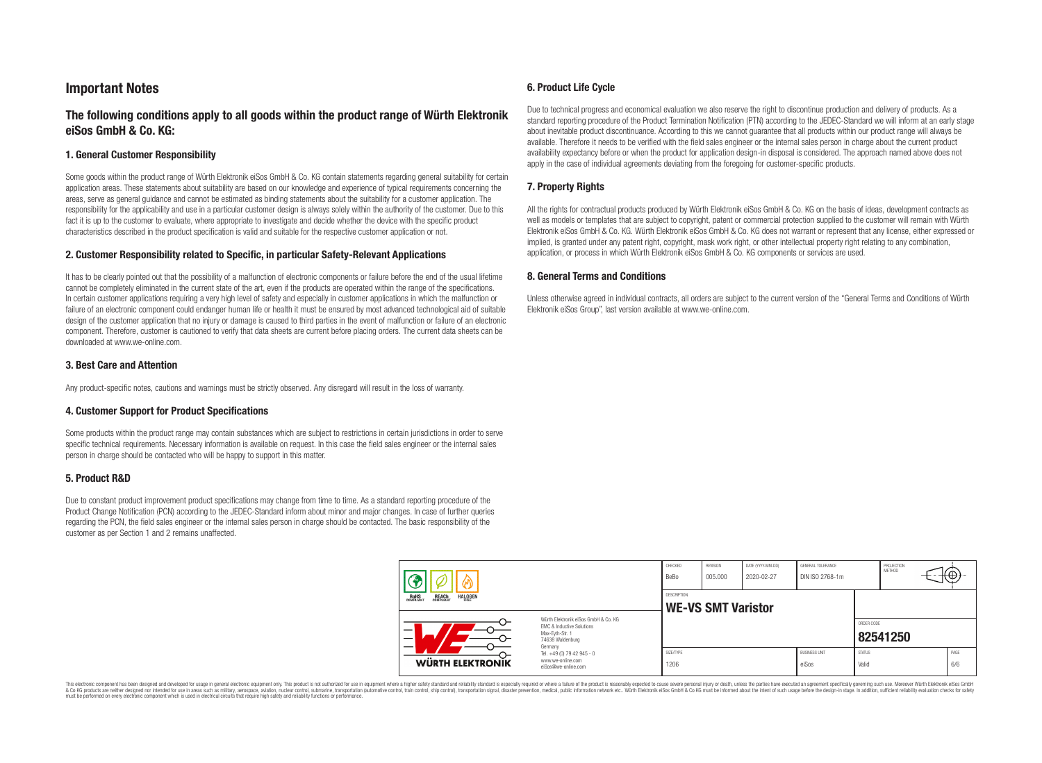# Important Notes

## The following conditions apply to all goods within the product range of Würth Elektronik eiSos GmbH & Co. KG:

### 1. General Customer Responsibility

Some goods within the product range of Würth Elektronik eiSos GmbH & Co. KG contain statements regarding general suitability for certain application areas. These statements about suitability are based on our knowledge and experience of typical requirements concerning the areas, serve as general guidance and cannot be estimated as binding statements about the suitability for a customer application. The responsibility for the applicability and use in a particular customer design is always solely within the authority of the customer. Due to this fact it is up to the customer to evaluate, where appropriate to investigate and decide whether the device with the specific product characteristics described in the product specification is valid and suitable for the respective customer application or not.

### 2. Customer Responsibility related to Specific, in particular Safety-Relevant Applications

It has to be clearly pointed out that the possibility of a malfunction of electronic components or failure before the end of the usual lifetime cannot be completely eliminated in the current state of the art, even if the products are operated within the range of the specifications. In certain customer applications requiring a very high level of safety and especially in customer applications in which the malfunction or failure of an electronic component could endanger human life or health it must be ensured by most advanced technological aid of suitable design of the customer application that no injury or damage is caused to third parties in the event of malfunction or failure of an electronic component. Therefore, customer is cautioned to verify that data sheets are current before placing orders. The current data sheets can be downloaded at www.we-online.com.

### 3. Best Care and Attention

Any product-specific notes, cautions and warnings must be strictly observed. Any disregard will result in the loss of warranty.

### 4. Customer Support for Product Specifications

Some products within the product range may contain substances which are subject to restrictions in certain jurisdictions in order to serve specific technical requirements. Necessary information is available on request. In this case the field sales engineer or the internal sales person in charge should be contacted who will be happy to support in this matter.

### 5. Product R&D

Due to constant product improvement product specifications may change from time to time. As a standard reporting procedure of the Product Change Notification (PCN) according to the JEDEC-Standard inform about minor and major changes. In case of further queries regarding the PCN, the field sales engineer or the internal sales person in charge should be contacted. The basic responsibility of the customer as per Section 1 and 2 remains unaffected.

### 6. Product Life Cycle

Due to technical progress and economical evaluation we also reserve the right to discontinue production and delivery of products. As a standard reporting procedure of the Product Termination Notification (PTN) according to the JEDEC-Standard we will inform at an early stage about inevitable product discontinuance. According to this we cannot guarantee that all products within our product range will always be available. Therefore it needs to be verified with the field sales engineer or the internal sales person in charge about the current product availability expectancy before or when the product for application design-in disposal is considered. The approach named above does not apply in the case of individual agreements deviating from the foregoing for customer-specific products.

### 7. Property Rights

All the rights for contractual products produced by Würth Elektronik eiSos GmbH & Co. KG on the basis of ideas, development contracts as well as models or templates that are subject to copyright, patent or commercial protection supplied to the customer will remain with Würth Elektronik eiSos GmbH & Co. KG. Würth Elektronik eiSos GmbH & Co. KG does not warrant or represent that any license, either expressed or implied, is granted under any patent right, copyright, mask work right, or other intellectual property right relating to any combination, application, or process in which Würth Elektronik eiSos GmbH & Co. KG components or services are used.

### 8. General Terms and Conditions

Unless otherwise agreed in individual contracts, all orders are subject to the current version of the "General Terms and Conditions of Würth Elektronik eiSos Group", last version available at www.we-online.com.

| | | | | | | |
|---|---|---|---|---|---|---|
| RoHS COMPLIANT · REACh COMPLIANT · HALOGEN FREE | CHECKED<br>BeBo | REVISION<br>005.000 | DATE (YYYY-MM-DD)<br>2020-02-27 | GENERAL TOLERANCE<br>DIN ISO 2768-1m | PROJECTION METHOD | |
| | DESCRIPTION<br>**WE-VS SMT Varistor** | | | | | |
| WÜRTH ELEKTRONIK<br>Würth Elektronik eiSos GmbH & Co. KG<br>EMC & Inductive Solutions<br>Max-Eyth-Str. 1<br>74638 Waldenburg<br>Germany<br>Tel. +49 (0) 79 42 945 - 0<br>www.we-online.com<br>eiSos@we-online.com | | | | | ORDER CODE<br>**82541250** | |
| | SIZE/TYPE<br>1206 | | | BUSINESS UNIT<br>eiSos | STATUS<br>Valid | PAGE<br>6/6 |

This electronic component has been designed and developed for usage in general electronic equipment only. This product is not authorized for use in equipment where a higher safety standard and reliability standard is especially required or where a failure of the product is reasonably expected to cause severe personal injury or death, unless the parties have executed an agreement specifically governing such use. Moreover Würth Elektronik eiSos GmbH & Co KG products are neither designed nor intended for use in areas such as military, aerospace, aviation, nuclear control, submarine, transportation (automotive control, train control, ship control), transportation signal, disaster prevention, medical, public information network etc.. Würth Elektronik eiSos GmbH & Co KG must be informed about the intent of such usage before the design-in stage. In addition, sufficient reliability evaluation checks for safety must be performed on every electronic component which is used in electrical circuits that require high safety and reliability functions or performance.